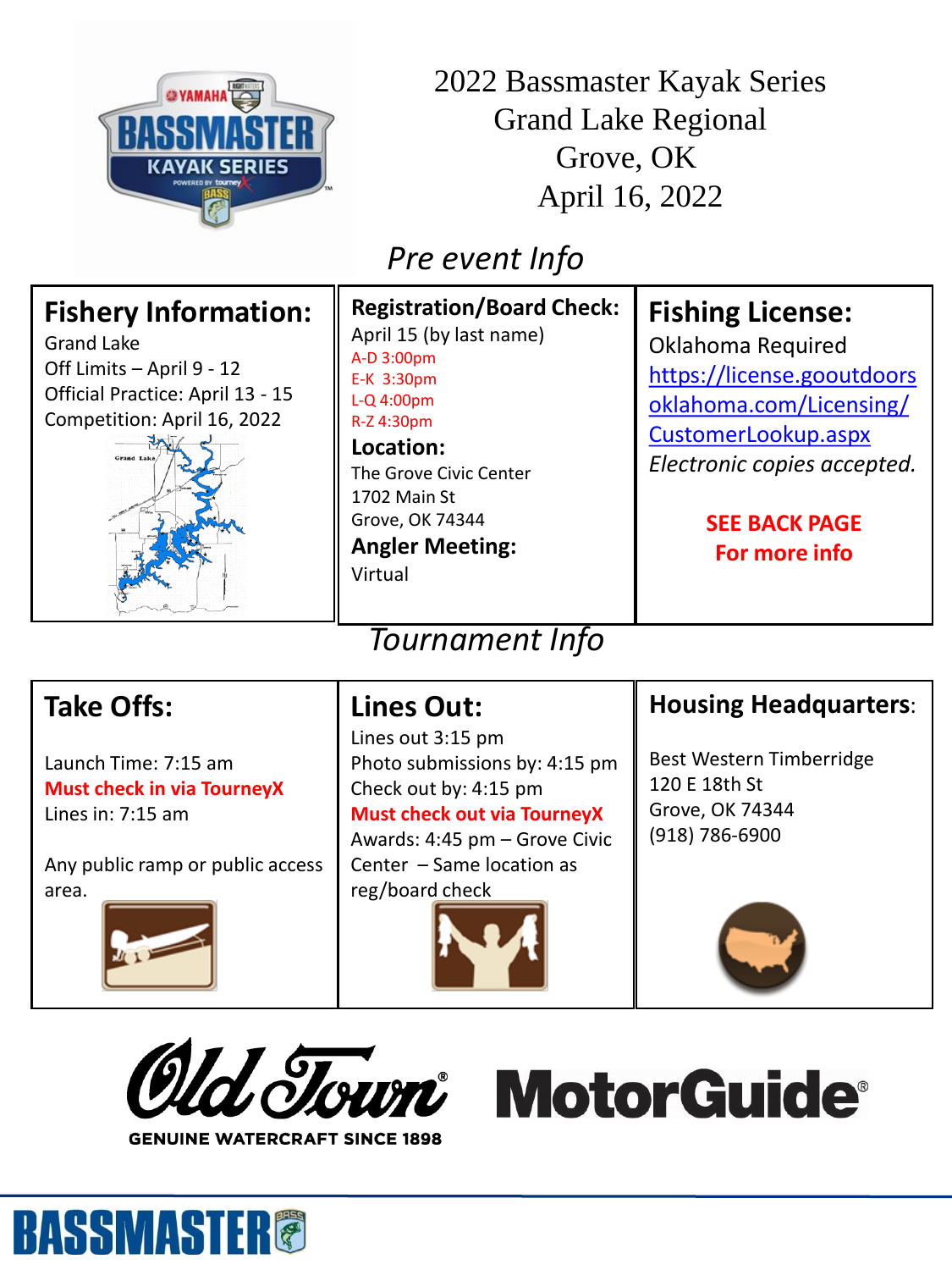# 2022 Bassmaster Kayak Series Grand Lake Regional

Grove, OK

April 16, 2022

## *Pre event Info*

### Fishery Information:

Grand Lake

Off Limits – April 9 - 12

Official Practice: April 13 - 15

Competition: April 16, 2022

### Registration/Board Check:

April 15 (by last name)

A-D 3:00pm

E-K 3:30pm

L-Q 4:00pm

R-Z 4:30pm

**Location:**

The Grove Civic Center

1702 Main St

Grove, OK 74344

**Angler Meeting:**

Virtual

### Fishing License:

Oklahoma Required

https://license.gooutdoorsoklahoma.com/Licensing/CustomerLookup.aspx

*Electronic copies accepted.*

**SEE BACK PAGE For more info**

## *Tournament Info*

### Take Offs:

Launch Time: 7:15 am

**Must check in via TourneyX**

Lines in: 7:15 am

Any public ramp or public access area.

### Lines Out:

Lines out 3:15 pm

Photo submissions by: 4:15 pm

Check out by: 4:15 pm

**Must check out via TourneyX**

Awards: 4:45 pm – Grove Civic Center – Same location as reg/board check

### Housing Headquarters:

Best Western Timberridge

120 E 18th St

Grove, OK 74344

(918) 786-6900

Old Town
GENUINE WATERCRAFT SINCE 1898

MotorGuide

BASSMASTER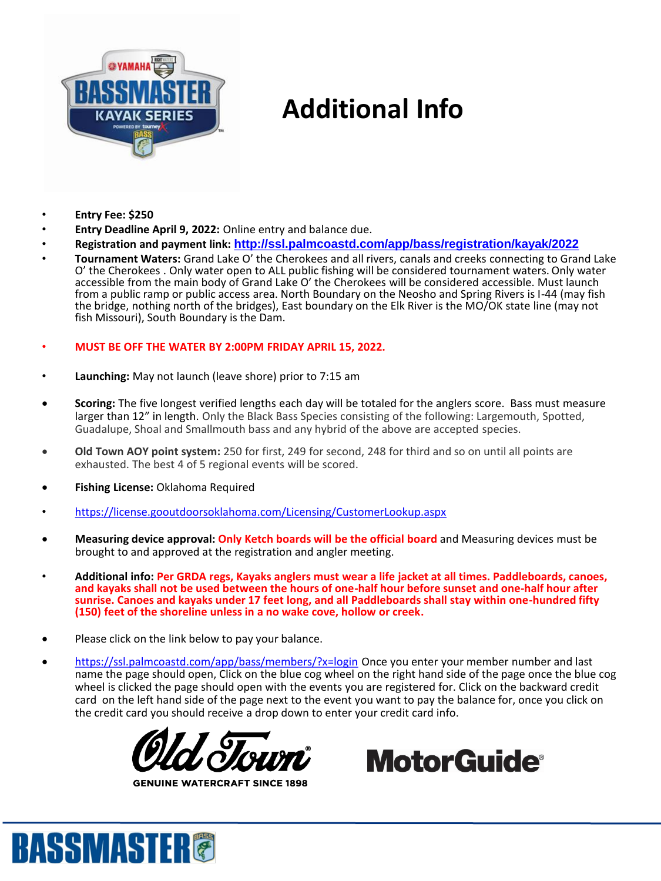# Additional Info

- **Entry Fee: $250**
- **Entry Deadline April 9, 2022:** Online entry and balance due.
- **Registration and payment link:** http://ssl.palmcoastd.com/app/bass/registration/kayak/2022
- **Tournament Waters:** Grand Lake O' the Cherokees and all rivers, canals and creeks connecting to Grand Lake O' the Cherokees . Only water open to ALL public fishing will be considered tournament waters. Only water accessible from the main body of Grand Lake O' the Cherokees will be considered accessible. Must launch from a public ramp or public access area. North Boundary on the Neosho and Spring Rivers is I-44 (may fish the bridge, nothing north of the bridges), East boundary on the Elk River is the MO/OK state line (may not fish Missouri), South Boundary is the Dam.
- **MUST BE OFF THE WATER BY 2:00PM FRIDAY APRIL 15, 2022.**
- **Launching:** May not launch (leave shore) prior to 7:15 am
- **Scoring:** The five longest verified lengths each day will be totaled for the anglers score. Bass must measure larger than 12" in length. Only the Black Bass Species consisting of the following: Largemouth, Spotted, Guadalupe, Shoal and Smallmouth bass and any hybrid of the above are accepted species.
- **Old Town AOY point system:** 250 for first, 249 for second, 248 for third and so on until all points are exhausted. The best 4 of 5 regional events will be scored.
- **Fishing License:** Oklahoma Required
- https://license.gooutdoorsoklahoma.com/Licensing/CustomerLookup.aspx
- **Measuring device approval:** **Only Ketch boards will be the official board** and Measuring devices must be brought to and approved at the registration and angler meeting.
- **Additional info:** **Per GRDA regs, Kayaks anglers must wear a life jacket at all times. Paddleboards, canoes, and kayaks shall not be used between the hours of one-half hour before sunset and one-half hour after sunrise. Canoes and kayaks under 17 feet long, and all Paddleboards shall stay within one-hundred fifty (150) feet of the shoreline unless in a no wake cove, hollow or creek.**
- Please click on the link below to pay your balance.
- https://ssl.palmcoastd.com/app/bass/members/?x=login Once you enter your member number and last name the page should open, Click on the blue cog wheel on the right hand side of the page once the blue cog wheel is clicked the page should open with the events you are registered for. Click on the backward credit card on the left hand side of the page next to the event you want to pay the balance for, once you click on the credit card you should receive a drop down to enter your credit card info.

Old Town GENUINE WATERCRAFT SINCE 1898

MotorGuide

BASSMASTER